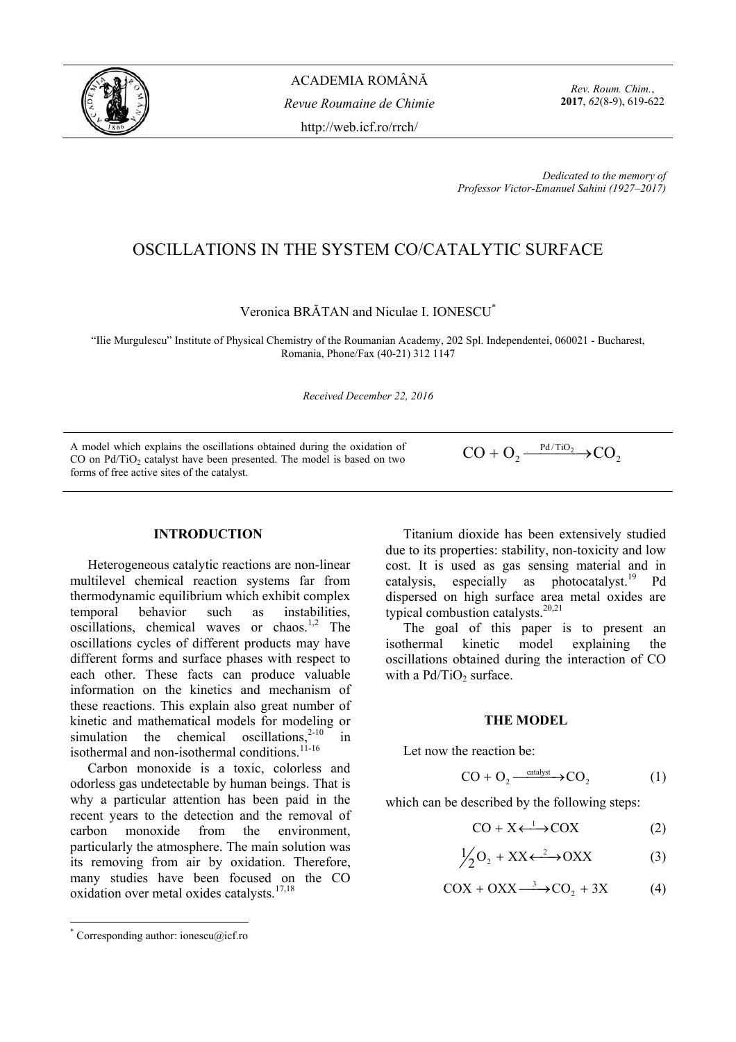Dedicated to the memory of
Professor Victor-Emanuel Sahini (1927–2017)

# OSCILLATIONS IN THE SYSTEM CO/CATALYTIC SURFACE

Veronica BRĂTAN and Niculae I. IONESCU*

"Ilie Murgulescu" Institute of Physical Chemistry of the Roumanian Academy, 202 Spl. Independentei, 060021 - Bucharest, Romania, Phone/Fax (40-21) 312 1147

*Received December 22, 2016*

A model which explains the oscillations obtained during the oxidation of CO on $Pd/TiO_2$ catalyst have been presented. The model is based on two forms of free active sites of the catalyst.

$$CO + O_2 \xrightarrow{Pd/TiO_2} CO_2$$

## INTRODUCTION

Heterogeneous catalytic reactions are non-linear multilevel chemical reaction systems far from thermodynamic equilibrium which exhibit complex temporal behavior such as instabilities, oscillations, chemical waves or chaos.[1,2] The oscillations cycles of different products may have different forms and surface phases with respect to each other. These facts can produce valuable information on the kinetics and mechanism of these reactions. This explain also great number of kinetic and mathematical models for modeling or simulation the chemical oscillations,[2-10] in isothermal and non-isothermal conditions.[11-16]

Carbon monoxide is a toxic, colorless and odorless gas undetectable by human beings. That is why a particular attention has been paid in the recent years to the detection and the removal of carbon monoxide from the environment, particularly the atmosphere. The main solution was its removing from air by oxidation. Therefore, many studies have been focused on the CO oxidation over metal oxides catalysts.[17,18]

Titanium dioxide has been extensively studied due to its properties: stability, non-toxicity and low cost. It is used as gas sensing material and in catalysis, especially as photocatalyst.[19] Pd dispersed on high surface area metal oxides are typical combustion catalysts.[20,21]

The goal of this paper is to present an isothermal kinetic model explaining the oscillations obtained during the interaction of CO with a $Pd/TiO_2$ surface.

## THE MODEL

Let now the reaction be:

$$CO + O_2 \xrightarrow{catalyst} CO_2 \qquad (1)$$

which can be described by the following steps:

$$CO + X \overset{1}{\longleftrightarrow} COX \qquad (2)$$

$$\tfrac{1}{2}O_2 + XX \overset{2}{\longleftrightarrow} OXX \qquad (3)$$

$$COX + OXX \xrightarrow{3} CO_2 + 3X \qquad (4)$$

* Corresponding author: ionescu@icf.ro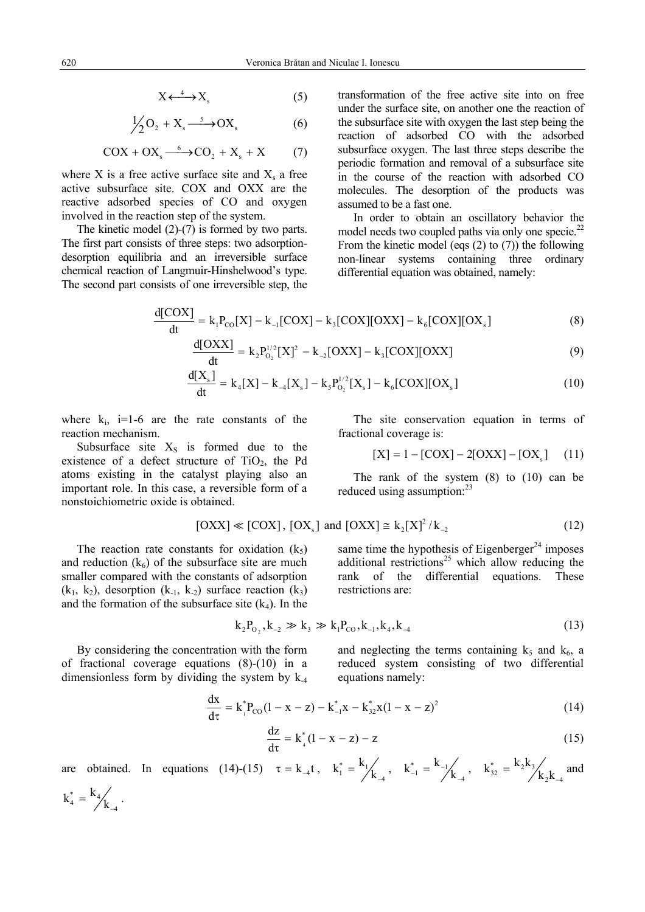$$X \overset{4}{\longleftrightarrow} X_s \tag{5}$$

$$\tfrac{1}{2}O_2 + X_s \xrightarrow{5} OX_s \tag{6}$$

$$COX + OX_s \xrightarrow{6} CO_2 + X_s + X \tag{7}$$

where X is a free active surface site and $X_s$ a free active subsurface site. COX and OXX are the reactive adsorbed species of CO and oxygen involved in the reaction step of the system.

The kinetic model (2)-(7) is formed by two parts. The first part consists of three steps: two adsorption-desorption equilibria and an irreversible surface chemical reaction of Langmuir-Hinshelwood's type. The second part consists of one irreversible step, the transformation of the free active site into on free under the surface site, on another one the reaction of the subsurface site with oxygen the last step being the reaction of adsorbed CO with the adsorbed subsurface oxygen. The last three steps describe the periodic formation and removal of a subsurface site in the course of the reaction with adsorbed CO molecules. The desorption of the products was assumed to be a fast one.

In order to obtain an oscillatory behavior the model needs two coupled paths via only one specie.[22] From the kinetic model (eqs (2) to (7)) the following non-linear systems containing three ordinary differential equation was obtained, namely:

$$\frac{d[COX]}{dt} = k_1P_{CO}[X] - k_{-1}[COX] - k_3[COX][OXX] - k_6[COX][OX_s] \tag{8}$$

$$\frac{d[OXX]}{dt} = k_2P_{O_2}^{1/2}[X]^2 - k_{-2}[OXX] - k_3[COX][OXX] \tag{9}$$

$$\frac{d[X_s]}{dt} = k_4[X] - k_{-4}[X_s] - k_5P_{O_2}^{1/2}[X_s] - k_6[COX][OX_s] \tag{10}$$

where $k_i$, i=1-6 are the rate constants of the reaction mechanism.

Subsurface site $X_S$ is formed due to the existence of a defect structure of $TiO_2$, the Pd atoms existing in the catalyst playing also an important role. In this case, a reversible form of a nonstoichiometric oxide is obtained.

The site conservation equation in terms of fractional coverage is:

$$[X] = 1 - [COX] - 2[OXX] - [OX_s] \tag{11}$$

The rank of the system (8) to (10) can be reduced using assumption:[23]

$$[OXX] \ll [COX]\,,\ [OX_s] \text{ and } [OXX] \cong k_2[X]^2 / k_{-2} \tag{12}$$

The reaction rate constants for oxidation ($k_5$) and reduction ($k_6$) of the subsurface site are much smaller compared with the constants of adsorption ($k_1$, $k_2$), desorption ($k_{-1}$, $k_{-2}$) surface reaction ($k_3$) and the formation of the subsurface site ($k_4$). In the same time the hypothesis of Eigenberger[24] imposes additional restrictions[25] which allow reducing the rank of the differential equations. These restrictions are:

$$k_2P_{O_2}, k_{-2} \gg k_3 \gg k_1P_{CO}, k_{-1}, k_4, k_{-4} \tag{13}$$

By considering the concentration with the form of fractional coverage equations (8)-(10) in a dimensionless form by dividing the system by $k_{-4}$ and neglecting the terms containing $k_5$ and $k_6$, a reduced system consisting of two differential equations namely:

$$\frac{dx}{d\tau} = k_1^*P_{CO}(1 - x - z) - k_{-1}^*x - k_{32}^*x(1 - x - z)^2 \tag{14}$$

$$\frac{dz}{d\tau} = k_4^*(1 - x - z) - z \tag{15}$$

are obtained. In equations (14)-(15) $\tau = k_{-4}t$, $k_1^* = k_1/k_{-4}$, $k_{-1}^* = k_{-1}/k_{-4}$, $k_{32}^* = k_2k_3/k_2k_{-4}$ and $k_4^* = k_4/k_{-4}$.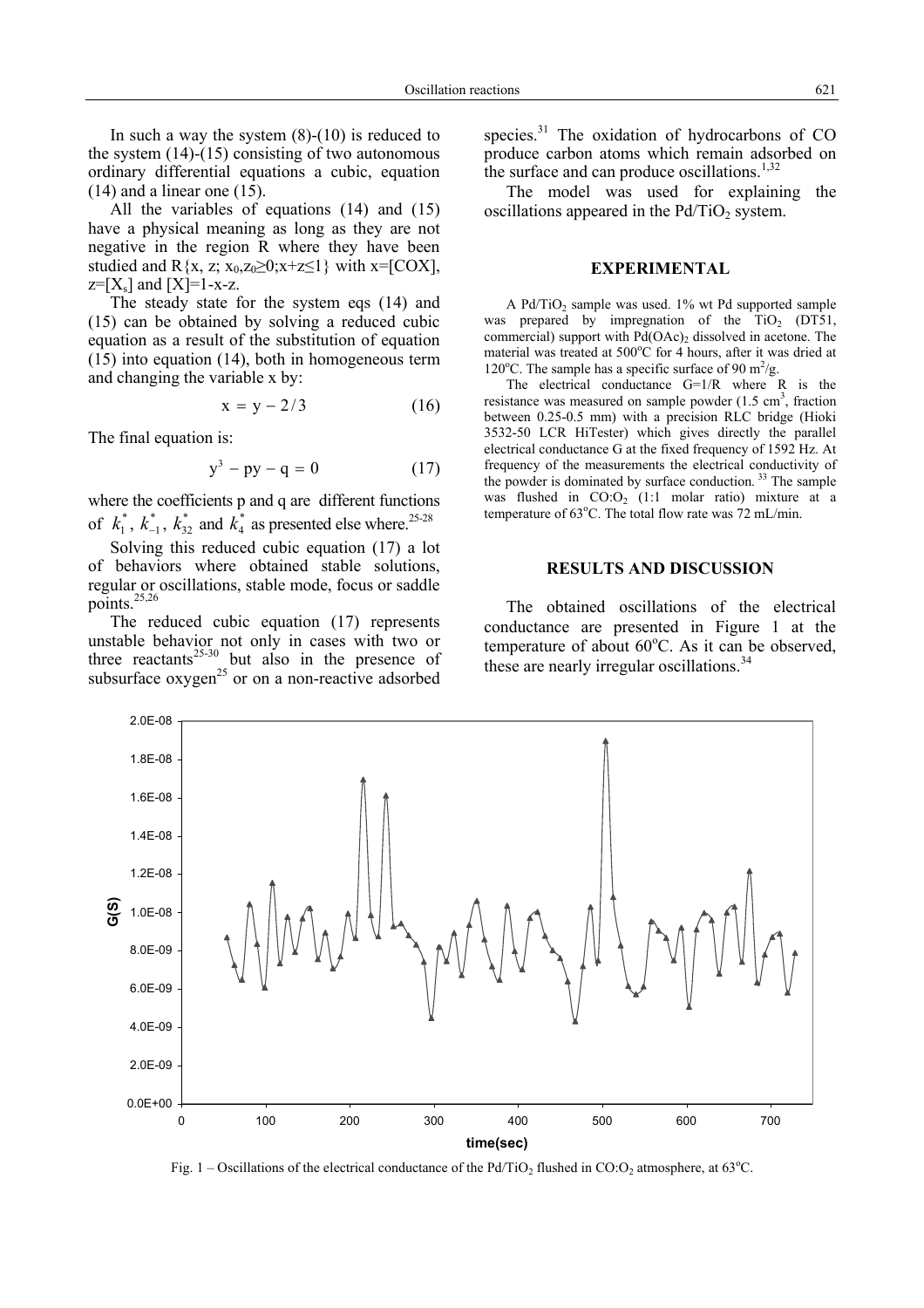In such a way the system (8)-(10) is reduced to the system (14)-(15) consisting of two autonomous ordinary differential equations a cubic, equation (14) and a linear one (15).

All the variables of equations (14) and (15) have a physical meaning as long as they are not negative in the region R where they have been studied and R{x, z; $x_0$,$z_0$≥0;x+z≤1} with x=[COX], z=[$X_s$] and [X]=1-x-z.

The steady state for the system eqs (14) and (15) can be obtained by solving a reduced cubic equation as a result of the substitution of equation (15) into equation (14), both in homogeneous term and changing the variable x by:

$$x = y - 2/3 \quad (16)$$

The final equation is:

$$y^3 - py - q = 0 \quad (17)$$

where the coefficients p and q are different functions of $k_1^*$, $k_{-1}^*$, $k_{32}^*$ and $k_4^*$ as presented else where.[25-28]

Solving this reduced cubic equation (17) a lot of behaviors where obtained stable solutions, regular or oscillations, stable mode, focus or saddle points.[25,26]

The reduced cubic equation (17) represents unstable behavior not only in cases with two or three reactants[25-30] but also in the presence of subsurface oxygen[25] or on a non-reactive adsorbed species.[31] The oxidation of hydrocarbons of CO produce carbon atoms which remain adsorbed on the surface and can produce oscillations.[1,32]

The model was used for explaining the oscillations appeared in the Pd/$TiO_2$ system.

## EXPERIMENTAL

A Pd/$TiO_2$ sample was used. 1% wt Pd supported sample was prepared by impregnation of the $TiO_2$ (DT51, commercial) support with $Pd(OAc)_2$ dissolved in acetone. The material was treated at 500°C for 4 hours, after it was dried at 120°C. The sample has a specific surface of 90 $m^2/g$.

The electrical conductance G=1/R where R is the resistance was measured on sample powder (1.5 $cm^3$, fraction between 0.25-0.5 mm) with a precision RLC bridge (Hioki 3532-50 LCR HiTester) which gives directly the parallel electrical conductance G at the fixed frequency of 1592 Hz. At frequency of the measurements the electrical conductivity of the powder is dominated by surface conduction.[33] The sample was flushed in CO:$O_2$ (1:1 molar ratio) mixture at a temperature of 63°C. The total flow rate was 72 mL/min.

## RESULTS AND DISCUSSION

The obtained oscillations of the electrical conductance are presented in Figure 1 at the temperature of about 60°C. As it can be observed, these are nearly irregular oscillations.[34]

Fig. 1 – Oscillations of the electrical conductance of the Pd/$TiO_2$ flushed in CO:$O_2$ atmosphere, at 63°C.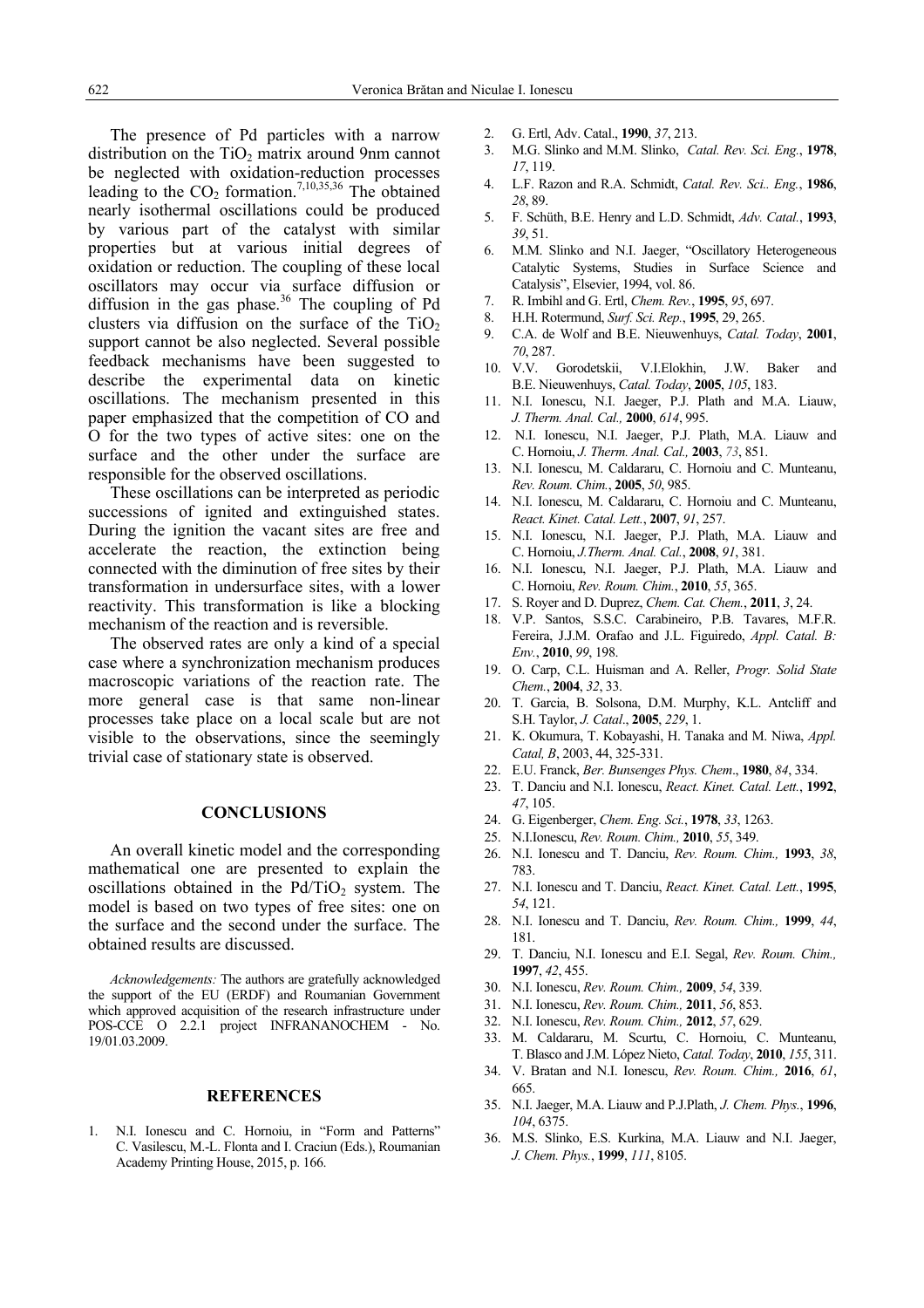The presence of Pd particles with a narrow distribution on the $TiO_2$ matrix around 9nm cannot be neglected with oxidation-reduction processes leading to the $CO_2$ formation.[7,10,35,36] The obtained nearly isothermal oscillations could be produced by various part of the catalyst with similar properties but at various initial degrees of oxidation or reduction. The coupling of these local oscillators may occur via surface diffusion or diffusion in the gas phase.[36] The coupling of Pd clusters via diffusion on the surface of the $TiO_2$ support cannot be also neglected. Several possible feedback mechanisms have been suggested to describe the experimental data on kinetic oscillations. The mechanism presented in this paper emphasized that the competition of CO and O for the two types of active sites: one on the surface and the other under the surface are responsible for the observed oscillations.

These oscillations can be interpreted as periodic successions of ignited and extinguished states. During the ignition the vacant sites are free and accelerate the reaction, the extinction being connected with the diminution of free sites by their transformation in undersurface sites, with a lower reactivity. This transformation is like a blocking mechanism of the reaction and is reversible.

The observed rates are only a kind of a special case where a synchronization mechanism produces macroscopic variations of the reaction rate. The more general case is that same non-linear processes take place on a local scale but are not visible to the observations, since the seemingly trivial case of stationary state is observed.

## CONCLUSIONS

An overall kinetic model and the corresponding mathematical one are presented to explain the oscillations obtained in the $Pd/TiO_2$ system. The model is based on two types of free sites: one on the surface and the second under the surface. The obtained results are discussed.

*Acknowledgements:* The authors are gratefully acknowledged the support of the EU (ERDF) and Roumanian Government which approved acquisition of the research infrastructure under POS-CCE O 2.2.1 project INFRANANOCHEM - No. 19/01.03.2009.

## REFERENCES

1. N.I. Ionescu and C. Hornoiu, in "Form and Patterns" C. Vasilescu, M.-L. Flonta and I. Craciun (Eds.), Roumanian Academy Printing House, 2015, p. 166.
2. G. Ertl, Adv. Catal., **1990**, *37*, 213.
3. M.G. Slinko and M.M. Slinko, *Catal. Rev. Sci. Eng.*, **1978**, *17*, 119.
4. L.F. Razon and R.A. Schmidt, *Catal. Rev. Sci.. Eng.*, **1986**, *28*, 89.
5. F. Schüth, B.E. Henry and L.D. Schmidt, *Adv. Catal.*, **1993**, *39*, 51.
6. M.M. Slinko and N.I. Jaeger, "Oscillatory Heterogeneous Catalytic Systems, Studies in Surface Science and Catalysis", Elsevier, 1994, vol. 86.
7. R. Imbihl and G. Ertl, *Chem. Rev.*, **1995**, *95*, 697.
8. H.H. Rotermund, *Surf. Sci. Rep.*, **1995**, 29, 265.
9. C.A. de Wolf and B.E. Nieuwenhuys, *Catal. Today*, **2001**, *70*, 287.
10. V.V. Gorodetskii, V.I.Elokhin, J.W. Baker and B.E. Nieuwenhuys, *Catal. Today*, **2005**, *105*, 183.
11. N.I. Ionescu, N.I. Jaeger, P.J. Plath and M.A. Liauw, *J. Therm. Anal. Cal.,* **2000**, *614*, 995.
12. N.I. Ionescu, N.I. Jaeger, P.J. Plath, M.A. Liauw and C. Hornoiu, *J. Therm. Anal. Cal.,* **2003**, *73*, 851.
13. N.I. Ionescu, M. Caldararu, C. Hornoiu and C. Munteanu, *Rev. Roum. Chim.*, **2005**, *50*, 985.
14. N.I. Ionescu, M. Caldararu, C. Hornoiu and C. Munteanu, *React. Kinet. Catal. Lett.*, **2007**, *91*, 257.
15. N.I. Ionescu, N.I. Jaeger, P.J. Plath, M.A. Liauw and C. Hornoiu, *J.Therm. Anal. Cal.*, **2008**, *91*, 381.
16. N.I. Ionescu, N.I. Jaeger, P.J. Plath, M.A. Liauw and C. Hornoiu, *Rev. Roum. Chim.*, **2010**, *55*, 365.
17. S. Royer and D. Duprez, *Chem. Cat. Chem.*, **2011**, *3*, 24.
18. V.P. Santos, S.S.C. Carabineiro, P.B. Tavares, M.F.R. Fereira, J.J.M. Orafao and J.L. Figuiredo, *Appl. Catal. B: Env.*, **2010**, *99*, 198.
19. O. Carp, C.L. Huisman and A. Reller, *Progr. Solid State Chem.*, **2004**, *32*, 33.
20. T. Garcia, B. Solsona, D.M. Murphy, K.L. Antcliff and S.H. Taylor, *J. Catal*., **2005**, *229*, 1.
21. K. Okumura, T. Kobayashi, H. Tanaka and M. Niwa, *Appl. Catal, B*, 2003, 44, 325-331.
22. E.U. Franck, *Ber. Bunsenges Phys. Chem*., **1980**, *84*, 334.
23. T. Danciu and N.I. Ionescu, *React. Kinet. Catal. Lett.*, **1992**, *47*, 105.
24. G. Eigenberger, *Chem. Eng. Sci.*, **1978**, *33*, 1263.
25. N.I.Ionescu, *Rev. Roum. Chim.,* **2010**, *55*, 349.
26. N.I. Ionescu and T. Danciu, *Rev. Roum. Chim.,* **1993**, *38*, 783.
27. N.I. Ionescu and T. Danciu, *React. Kinet. Catal. Lett.*, **1995**, *54*, 121.
28. N.I. Ionescu and T. Danciu, *Rev. Roum. Chim.,* **1999**, *44*, 181.
29. T. Danciu, N.I. Ionescu and E.I. Segal, *Rev. Roum. Chim.,* **1997**, *42*, 455.
30. N.I. Ionescu, *Rev. Roum. Chim.,* **2009**, *54*, 339.
31. N.I. Ionescu, *Rev. Roum. Chim.,* **2011**, *56*, 853.
32. N.I. Ionescu, *Rev. Roum. Chim.,* **2012**, *57*, 629.
33. M. Caldararu, M. Scurtu, C. Hornoiu, C. Munteanu, T. Blasco and J.M. López Nieto, *Catal. Today*, **2010**, *155*, 311.
34. V. Bratan and N.I. Ionescu, *Rev. Roum. Chim.,* **2016**, *61*, 665.
35. N.I. Jaeger, M.A. Liauw and P.J.Plath, *J. Chem. Phys.*, **1996**, *104*, 6375.
36. M.S. Slinko, E.S. Kurkina, M.A. Liauw and N.I. Jaeger, *J. Chem. Phys.*, **1999**, *111*, 8105.